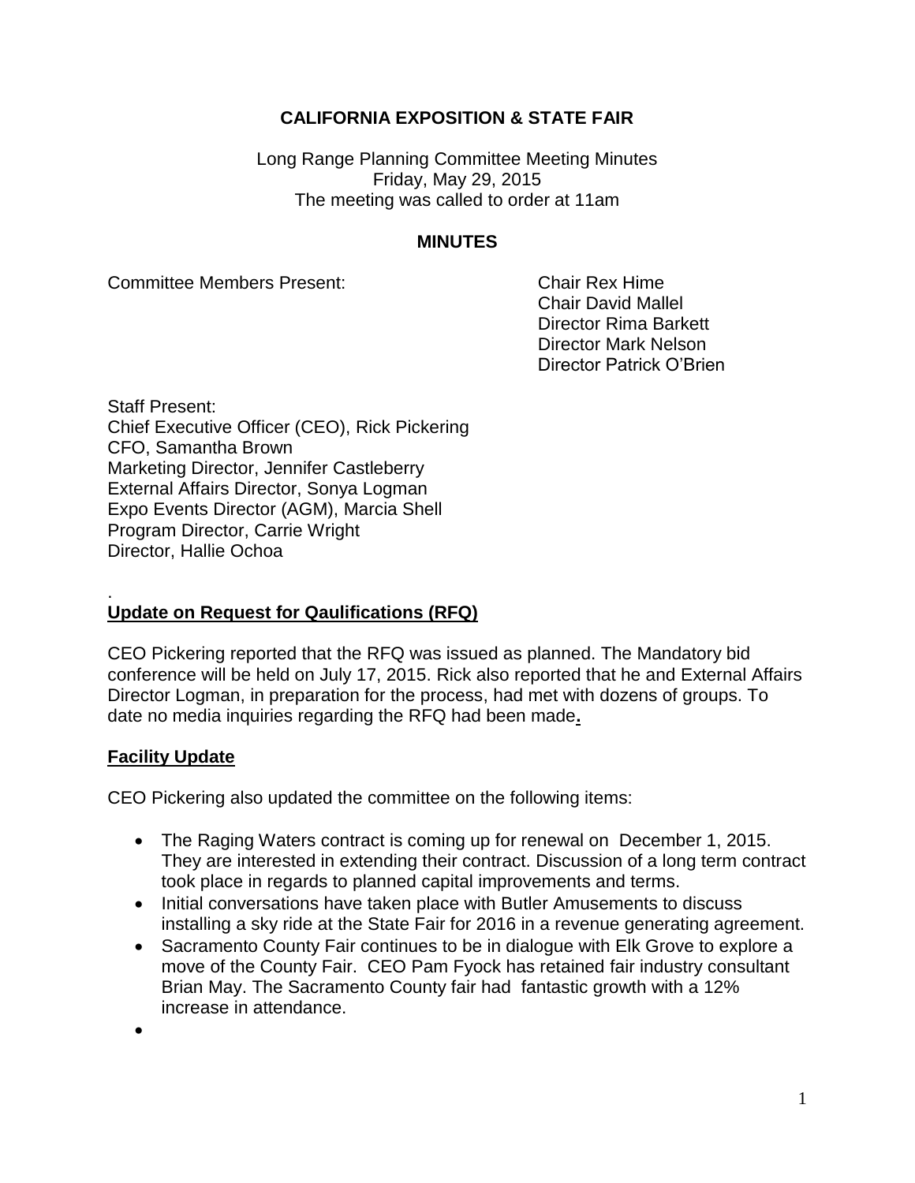**CALIFORNIA EXPOSITION & STATE FAIR**

Long Range Planning Committee Meeting Minutes
Friday, May 29, 2015
The meeting was called to order at 11am

**MINUTES**

Committee Members Present:

Chair Rex Hime
Chair David Mallel
Director Rima Barkett
Director Mark Nelson
Director Patrick O'Brien

Staff Present:
Chief Executive Officer (CEO), Rick Pickering
CFO, Samantha Brown
Marketing Director, Jennifer Castleberry
External Affairs Director, Sonya Logman
Expo Events Director (AGM), Marcia Shell
Program Director, Carrie Wright
Director, Hallie Ochoa

.

**Update on Request for Qaulifications (RFQ)**

CEO Pickering reported that the RFQ was issued as planned. The Mandatory bid conference will be held on July 17, 2015. Rick also reported that he and External Affairs Director Logman, in preparation for the process, had met with dozens of groups. To date no media inquiries regarding the RFQ had been made**.**

**Facility Update**

CEO Pickering also updated the committee on the following items:

- The Raging Waters contract is coming up for renewal on December 1, 2015. They are interested in extending their contract. Discussion of a long term contract took place in regards to planned capital improvements and terms.
- Initial conversations have taken place with Butler Amusements to discuss installing a sky ride at the State Fair for 2016 in a revenue generating agreement.
- Sacramento County Fair continues to be in dialogue with Elk Grove to explore a move of the County Fair. CEO Pam Fyock has retained fair industry consultant Brian May. The Sacramento County fair had fantastic growth with a 12% increase in attendance.
-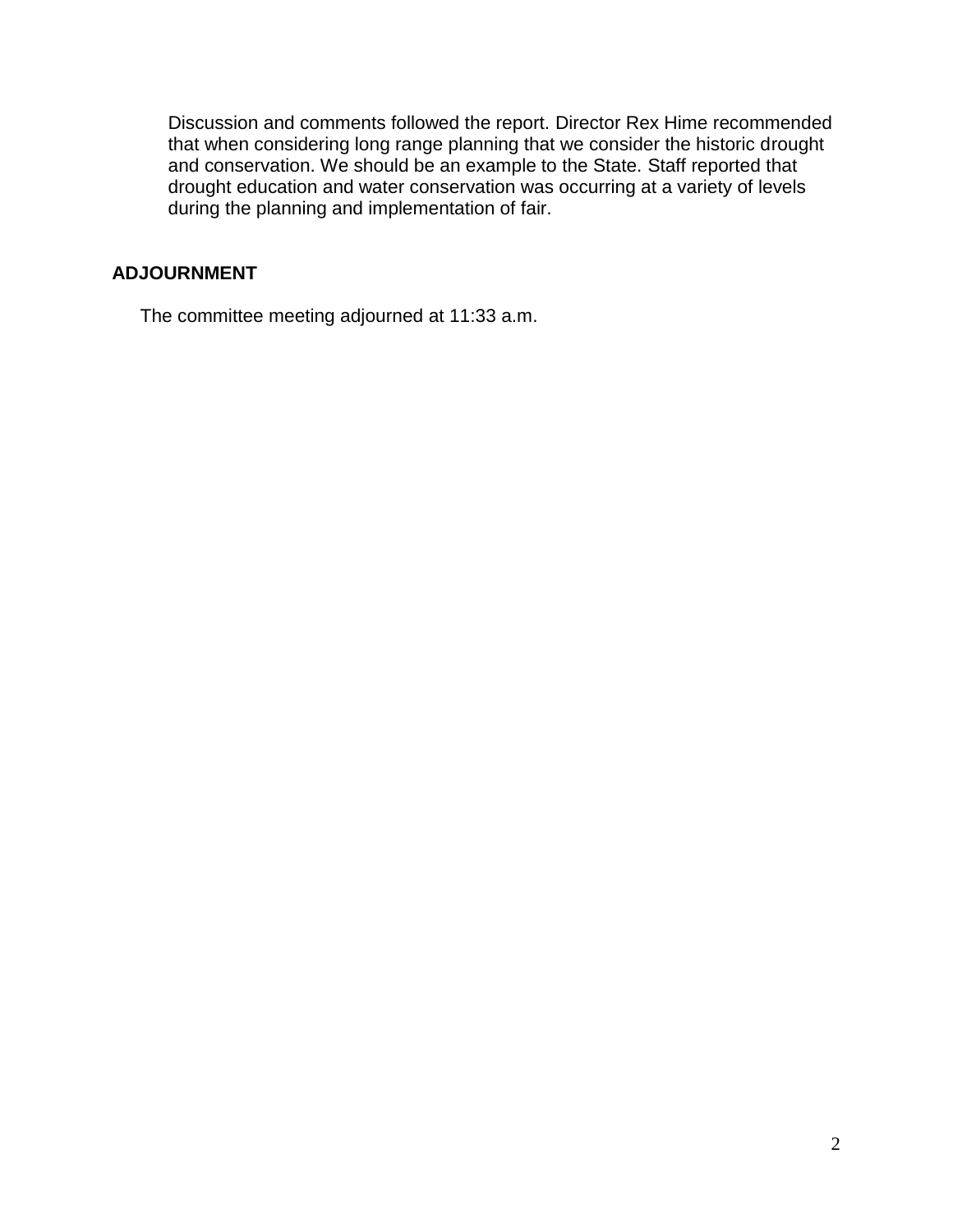Discussion and comments followed the report. Director Rex Hime recommended that when considering long range planning that we consider the historic drought and conservation. We should be an example to the State. Staff reported that drought education and water conservation was occurring at a variety of levels during the planning and implementation of fair.

## ADJOURNMENT

The committee meeting adjourned at 11:33 a.m.